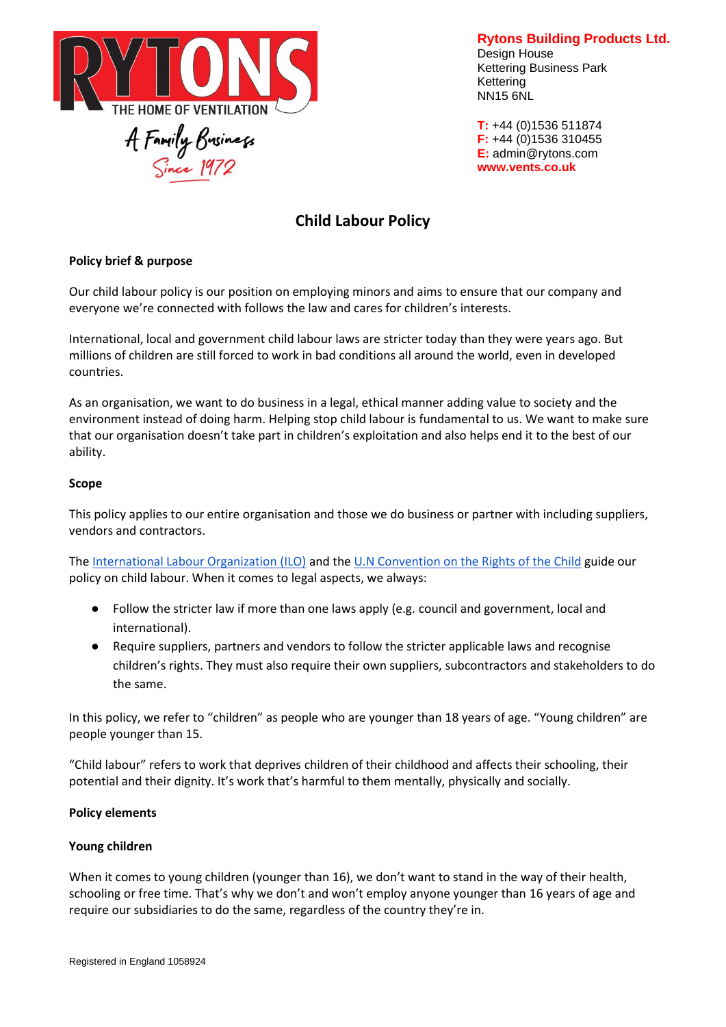**Rytons Building Products Ltd.**
Design House
Kettering Business Park
Kettering
NN15 6NL

**T:** +44 (0)1536 511874
**F:** +44 (0)1536 310455
**E:** admin@rytons.com
**www.vents.co.uk**

# Child Labour Policy

**Policy brief & purpose**

Our child labour policy is our position on employing minors and aims to ensure that our company and everyone we're connected with follows the law and cares for children's interests.

International, local and government child labour laws are stricter today than they were years ago. But millions of children are still forced to work in bad conditions all around the world, even in developed countries.

As an organisation, we want to do business in a legal, ethical manner adding value to society and the environment instead of doing harm. Helping stop child labour is fundamental to us. We want to make sure that our organisation doesn't take part in children's exploitation and also helps end it to the best of our ability.

**Scope**

This policy applies to our entire organisation and those we do business or partner with including suppliers, vendors and contractors.

The International Labour Organization (ILO) and the U.N Convention on the Rights of the Child guide our policy on child labour. When it comes to legal aspects, we always:

- Follow the stricter law if more than one laws apply (e.g. council and government, local and international).
- Require suppliers, partners and vendors to follow the stricter applicable laws and recognise children's rights. They must also require their own suppliers, subcontractors and stakeholders to do the same.

In this policy, we refer to "children" as people who are younger than 18 years of age. "Young children" are people younger than 15.

"Child labour" refers to work that deprives children of their childhood and affects their schooling, their potential and their dignity. It's work that's harmful to them mentally, physically and socially.

**Policy elements**

**Young children**

When it comes to young children (younger than 16), we don't want to stand in the way of their health, schooling or free time. That's why we don't and won't employ anyone younger than 16 years of age and require our subsidiaries to do the same, regardless of the country they're in.

Registered in England 1058924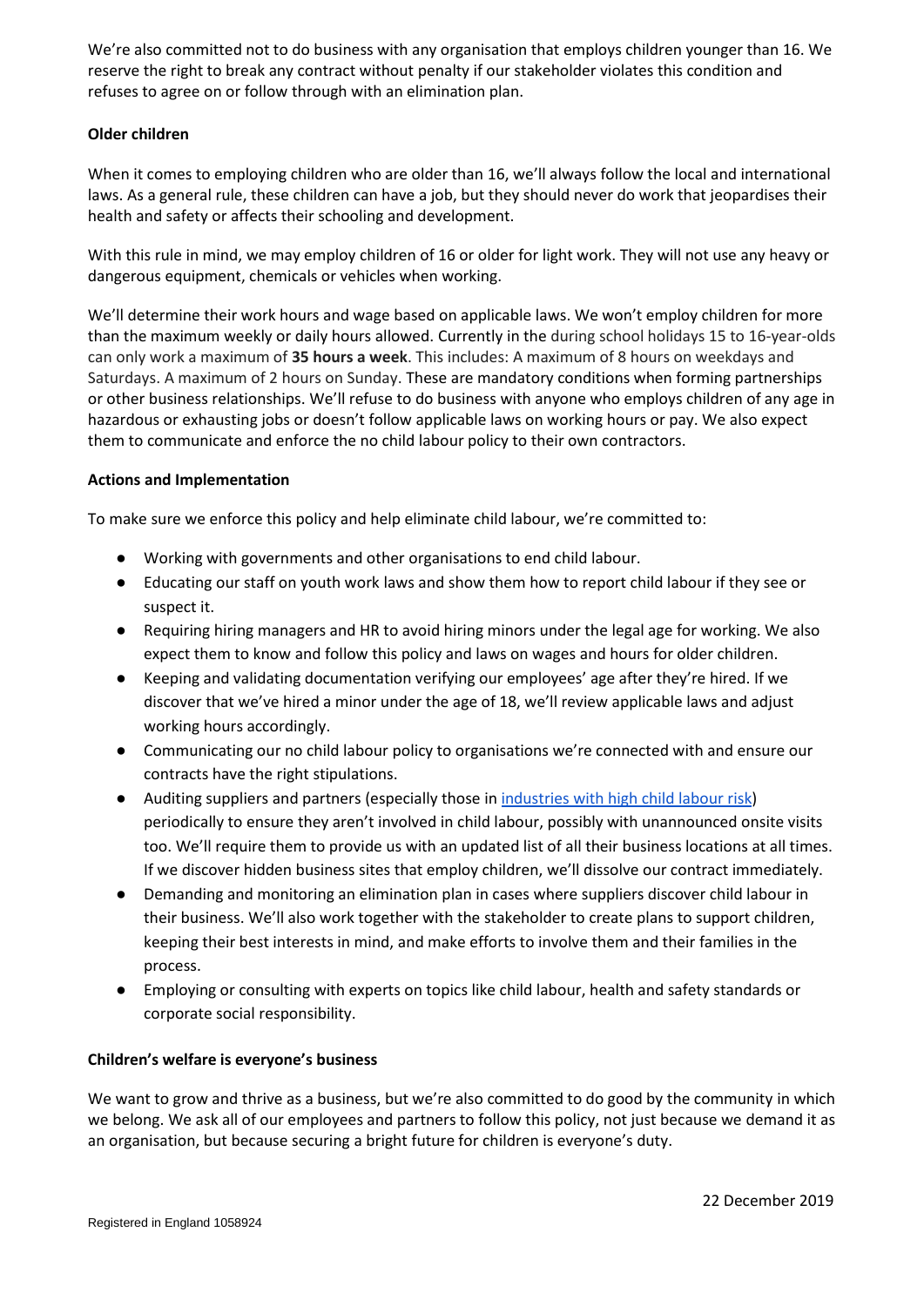We're also committed not to do business with any organisation that employs children younger than 16. We reserve the right to break any contract without penalty if our stakeholder violates this condition and refuses to agree on or follow through with an elimination plan.

**Older children**

When it comes to employing children who are older than 16, we'll always follow the local and international laws. As a general rule, these children can have a job, but they should never do work that jeopardises their health and safety or affects their schooling and development.

With this rule in mind, we may employ children of 16 or older for light work. They will not use any heavy or dangerous equipment, chemicals or vehicles when working.

We'll determine their work hours and wage based on applicable laws. We won't employ children for more than the maximum weekly or daily hours allowed. Currently in the during school holidays 15 to 16-year-olds can only work a maximum of **35 hours a week**. This includes: A maximum of 8 hours on weekdays and Saturdays. A maximum of 2 hours on Sunday. These are mandatory conditions when forming partnerships or other business relationships. We'll refuse to do business with anyone who employs children of any age in hazardous or exhausting jobs or doesn't follow applicable laws on working hours or pay. We also expect them to communicate and enforce the no child labour policy to their own contractors.

**Actions and Implementation**

To make sure we enforce this policy and help eliminate child labour, we're committed to:

- Working with governments and other organisations to end child labour.
- Educating our staff on youth work laws and show them how to report child labour if they see or suspect it.
- Requiring hiring managers and HR to avoid hiring minors under the legal age for working. We also expect them to know and follow this policy and laws on wages and hours for older children.
- Keeping and validating documentation verifying our employees' age after they're hired. If we discover that we've hired a minor under the age of 18, we'll review applicable laws and adjust working hours accordingly.
- Communicating our no child labour policy to organisations we're connected with and ensure our contracts have the right stipulations.
- Auditing suppliers and partners (especially those in industries with high child labour risk) periodically to ensure they aren't involved in child labour, possibly with unannounced onsite visits too. We'll require them to provide us with an updated list of all their business locations at all times. If we discover hidden business sites that employ children, we'll dissolve our contract immediately.
- Demanding and monitoring an elimination plan in cases where suppliers discover child labour in their business. We'll also work together with the stakeholder to create plans to support children, keeping their best interests in mind, and make efforts to involve them and their families in the process.
- Employing or consulting with experts on topics like child labour, health and safety standards or corporate social responsibility.

**Children's welfare is everyone's business**

We want to grow and thrive as a business, but we're also committed to do good by the community in which we belong. We ask all of our employees and partners to follow this policy, not just because we demand it as an organisation, but because securing a bright future for children is everyone's duty.

22 December 2019

Registered in England 1058924